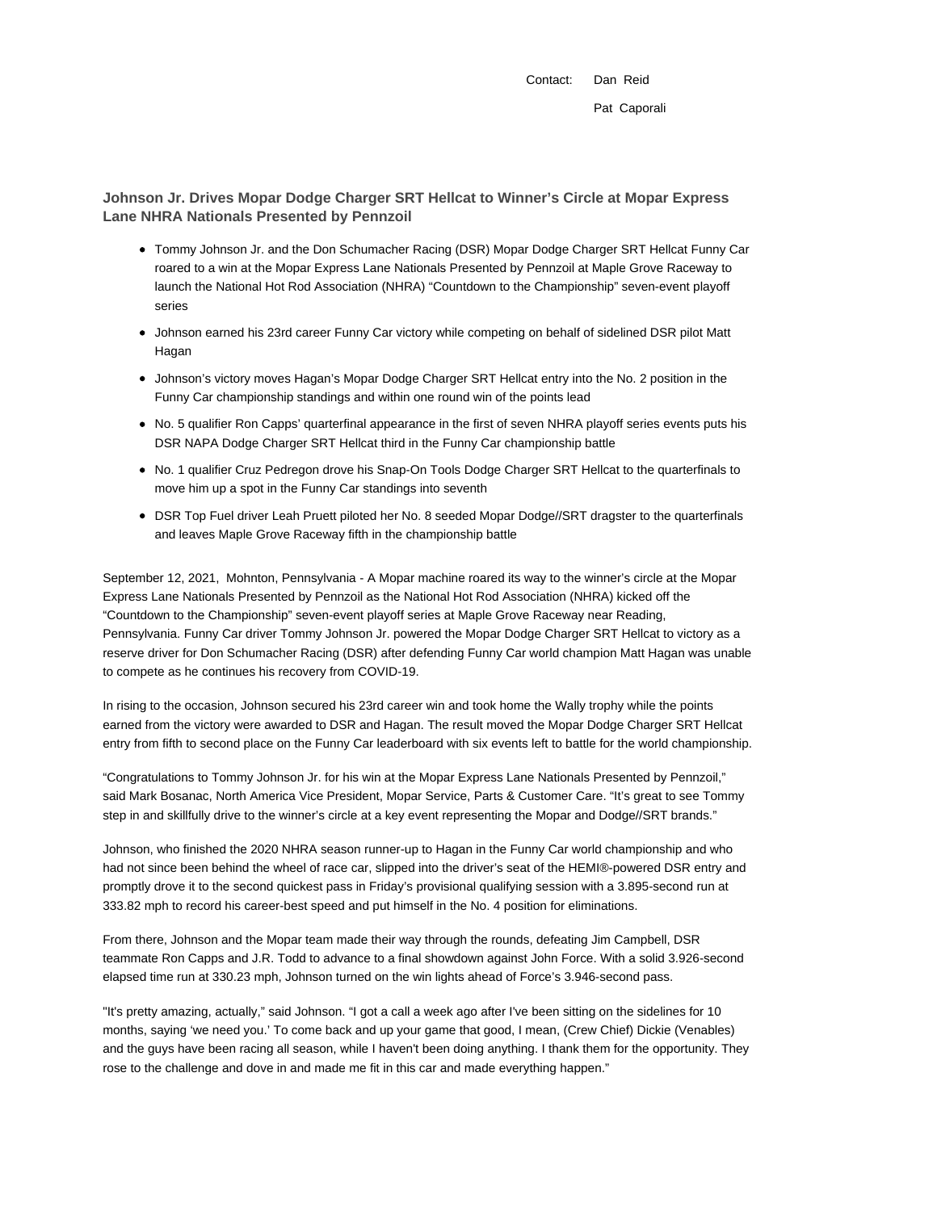Contact: Dan Reid

Pat Caporali

**Johnson Jr. Drives Mopar Dodge Charger SRT Hellcat to Winner's Circle at Mopar Express Lane NHRA Nationals Presented by Pennzoil**

- Tommy Johnson Jr. and the Don Schumacher Racing (DSR) Mopar Dodge Charger SRT Hellcat Funny Car roared to a win at the Mopar Express Lane Nationals Presented by Pennzoil at Maple Grove Raceway to launch the National Hot Rod Association (NHRA) "Countdown to the Championship" seven-event playoff series
- Johnson earned his 23rd career Funny Car victory while competing on behalf of sidelined DSR pilot Matt Hagan
- Johnson's victory moves Hagan's Mopar Dodge Charger SRT Hellcat entry into the No. 2 position in the Funny Car championship standings and within one round win of the points lead
- No. 5 qualifier Ron Capps' quarterfinal appearance in the first of seven NHRA playoff series events puts his DSR NAPA Dodge Charger SRT Hellcat third in the Funny Car championship battle
- No. 1 qualifier Cruz Pedregon drove his Snap-On Tools Dodge Charger SRT Hellcat to the quarterfinals to move him up a spot in the Funny Car standings into seventh
- DSR Top Fuel driver Leah Pruett piloted her No. 8 seeded Mopar Dodge//SRT dragster to the quarterfinals and leaves Maple Grove Raceway fifth in the championship battle

September 12, 2021, Mohnton, Pennsylvania - A Mopar machine roared its way to the winner's circle at the Mopar Express Lane Nationals Presented by Pennzoil as the National Hot Rod Association (NHRA) kicked off the "Countdown to the Championship" seven-event playoff series at Maple Grove Raceway near Reading, Pennsylvania. Funny Car driver Tommy Johnson Jr. powered the Mopar Dodge Charger SRT Hellcat to victory as a reserve driver for Don Schumacher Racing (DSR) after defending Funny Car world champion Matt Hagan was unable to compete as he continues his recovery from COVID-19.

In rising to the occasion, Johnson secured his 23rd career win and took home the Wally trophy while the points earned from the victory were awarded to DSR and Hagan. The result moved the Mopar Dodge Charger SRT Hellcat entry from fifth to second place on the Funny Car leaderboard with six events left to battle for the world championship.

"Congratulations to Tommy Johnson Jr. for his win at the Mopar Express Lane Nationals Presented by Pennzoil," said Mark Bosanac, North America Vice President, Mopar Service, Parts & Customer Care. "It's great to see Tommy step in and skillfully drive to the winner's circle at a key event representing the Mopar and Dodge//SRT brands."

Johnson, who finished the 2020 NHRA season runner-up to Hagan in the Funny Car world championship and who had not since been behind the wheel of race car, slipped into the driver's seat of the HEMI®-powered DSR entry and promptly drove it to the second quickest pass in Friday's provisional qualifying session with a 3.895-second run at 333.82 mph to record his career-best speed and put himself in the No. 4 position for eliminations.

From there, Johnson and the Mopar team made their way through the rounds, defeating Jim Campbell, DSR teammate Ron Capps and J.R. Todd to advance to a final showdown against John Force. With a solid 3.926-second elapsed time run at 330.23 mph, Johnson turned on the win lights ahead of Force's 3.946-second pass.

"It's pretty amazing, actually," said Johnson. "I got a call a week ago after I've been sitting on the sidelines for 10 months, saying 'we need you.' To come back and up your game that good, I mean, (Crew Chief) Dickie (Venables) and the guys have been racing all season, while I haven't been doing anything. I thank them for the opportunity. They rose to the challenge and dove in and made me fit in this car and made everything happen."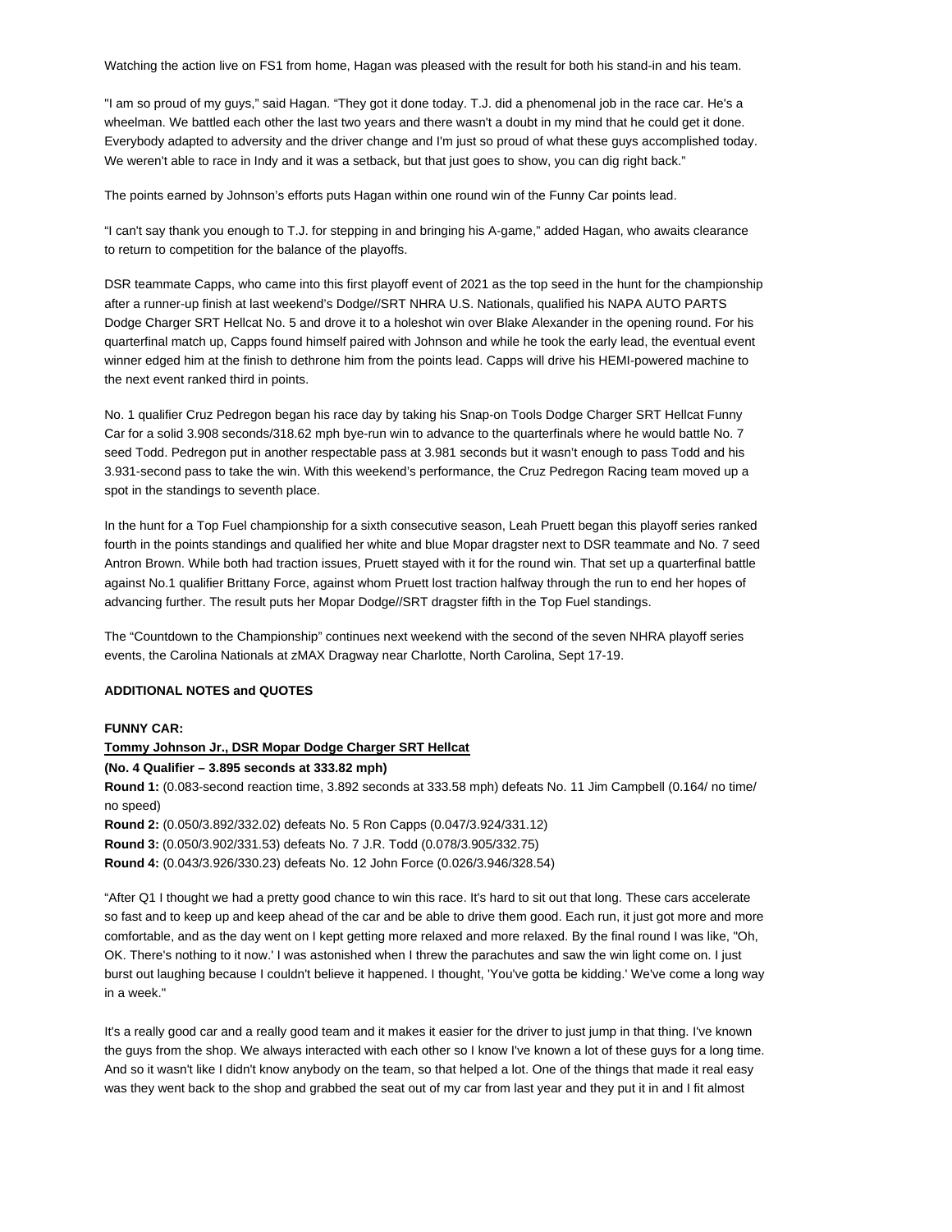Watching the action live on FS1 from home, Hagan was pleased with the result for both his stand-in and his team.

"I am so proud of my guys," said Hagan. "They got it done today. T.J. did a phenomenal job in the race car. He's a wheelman. We battled each other the last two years and there wasn't a doubt in my mind that he could get it done. Everybody adapted to adversity and the driver change and I'm just so proud of what these guys accomplished today. We weren't able to race in Indy and it was a setback, but that just goes to show, you can dig right back."

The points earned by Johnson's efforts puts Hagan within one round win of the Funny Car points lead.

"I can't say thank you enough to T.J. for stepping in and bringing his A-game," added Hagan, who awaits clearance to return to competition for the balance of the playoffs.

DSR teammate Capps, who came into this first playoff event of 2021 as the top seed in the hunt for the championship after a runner-up finish at last weekend's Dodge//SRT NHRA U.S. Nationals, qualified his NAPA AUTO PARTS Dodge Charger SRT Hellcat No. 5 and drove it to a holeshot win over Blake Alexander in the opening round. For his quarterfinal match up, Capps found himself paired with Johnson and while he took the early lead, the eventual event winner edged him at the finish to dethrone him from the points lead. Capps will drive his HEMI-powered machine to the next event ranked third in points.

No. 1 qualifier Cruz Pedregon began his race day by taking his Snap-on Tools Dodge Charger SRT Hellcat Funny Car for a solid 3.908 seconds/318.62 mph bye-run win to advance to the quarterfinals where he would battle No. 7 seed Todd. Pedregon put in another respectable pass at 3.981 seconds but it wasn't enough to pass Todd and his 3.931-second pass to take the win. With this weekend's performance, the Cruz Pedregon Racing team moved up a spot in the standings to seventh place.

In the hunt for a Top Fuel championship for a sixth consecutive season, Leah Pruett began this playoff series ranked fourth in the points standings and qualified her white and blue Mopar dragster next to DSR teammate and No. 7 seed Antron Brown. While both had traction issues, Pruett stayed with it for the round win. That set up a quarterfinal battle against No.1 qualifier Brittany Force, against whom Pruett lost traction halfway through the run to end her hopes of advancing further. The result puts her Mopar Dodge//SRT dragster fifth in the Top Fuel standings.

The "Countdown to the Championship" continues next weekend with the second of the seven NHRA playoff series events, the Carolina Nationals at zMAX Dragway near Charlotte, North Carolina, Sept 17-19.

**ADDITIONAL NOTES and QUOTES**

**FUNNY CAR:**

**Tommy Johnson Jr., DSR Mopar Dodge Charger SRT Hellcat**

**(No. 4 Qualifier – 3.895 seconds at 333.82 mph)**

**Round 1:** (0.083-second reaction time, 3.892 seconds at 333.58 mph) defeats No. 11 Jim Campbell (0.164/ no time/ no speed)

**Round 2:** (0.050/3.892/332.02) defeats No. 5 Ron Capps (0.047/3.924/331.12)

**Round 3:** (0.050/3.902/331.53) defeats No. 7 J.R. Todd (0.078/3.905/332.75)

**Round 4:** (0.043/3.926/330.23) defeats No. 12 John Force (0.026/3.946/328.54)

"After Q1 I thought we had a pretty good chance to win this race. It's hard to sit out that long. These cars accelerate so fast and to keep up and keep ahead of the car and be able to drive them good. Each run, it just got more and more comfortable, and as the day went on I kept getting more relaxed and more relaxed. By the final round I was like, "Oh, OK. There's nothing to it now.' I was astonished when I threw the parachutes and saw the win light come on. I just burst out laughing because I couldn't believe it happened. I thought, 'You've gotta be kidding.' We've come a long way in a week."

It's a really good car and a really good team and it makes it easier for the driver to just jump in that thing. I've known the guys from the shop. We always interacted with each other so I know I've known a lot of these guys for a long time. And so it wasn't like I didn't know anybody on the team, so that helped a lot. One of the things that made it real easy was they went back to the shop and grabbed the seat out of my car from last year and they put it in and I fit almost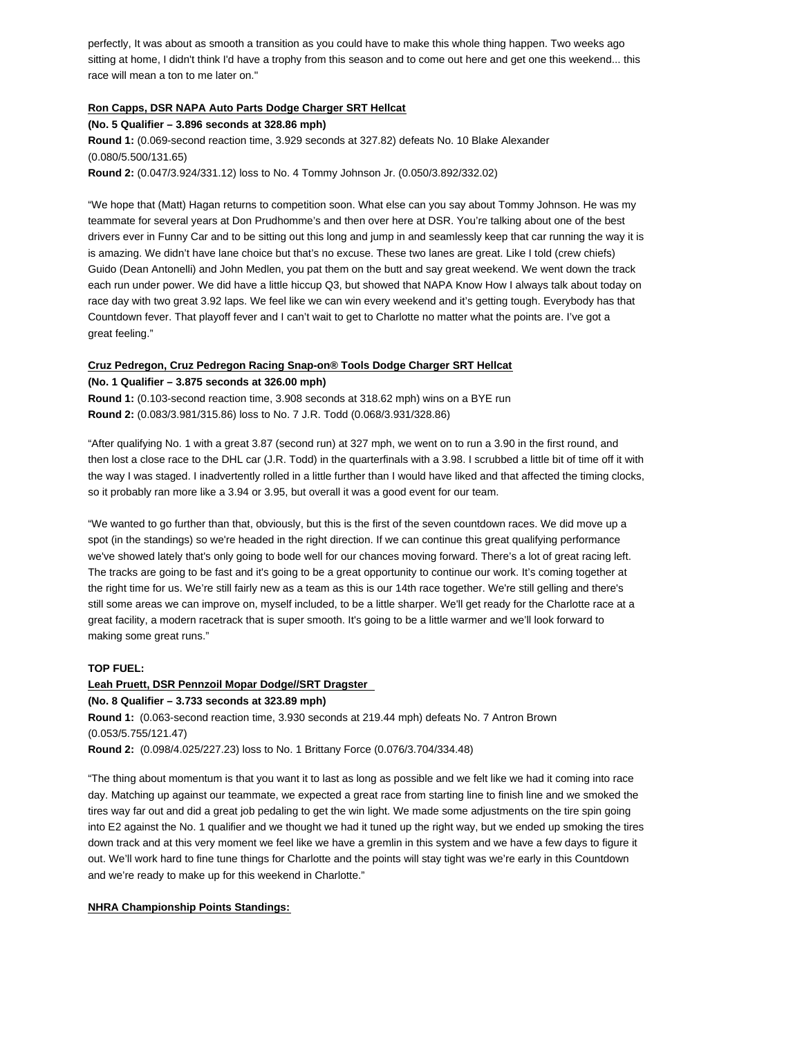perfectly, It was about as smooth a transition as you could have to make this whole thing happen. Two weeks ago sitting at home, I didn't think I'd have a trophy from this season and to come out here and get one this weekend... this race will mean a ton to me later on."

**Ron Capps, DSR NAPA Auto Parts Dodge Charger SRT Hellcat**

**(No. 5 Qualifier – 3.896 seconds at 328.86 mph)**

**Round 1:** (0.069-second reaction time, 3.929 seconds at 327.82) defeats No. 10 Blake Alexander (0.080/5.500/131.65)

**Round 2:** (0.047/3.924/331.12) loss to No. 4 Tommy Johnson Jr. (0.050/3.892/332.02)

"We hope that (Matt) Hagan returns to competition soon. What else can you say about Tommy Johnson. He was my teammate for several years at Don Prudhomme's and then over here at DSR. You're talking about one of the best drivers ever in Funny Car and to be sitting out this long and jump in and seamlessly keep that car running the way it is is amazing. We didn't have lane choice but that's no excuse. These two lanes are great. Like I told (crew chiefs) Guido (Dean Antonelli) and John Medlen, you pat them on the butt and say great weekend. We went down the track each run under power. We did have a little hiccup Q3, but showed that NAPA Know How I always talk about today on race day with two great 3.92 laps. We feel like we can win every weekend and it's getting tough. Everybody has that Countdown fever. That playoff fever and I can't wait to get to Charlotte no matter what the points are. I've got a great feeling."

**Cruz Pedregon, Cruz Pedregon Racing Snap-on® Tools Dodge Charger SRT Hellcat**

**(No. 1 Qualifier – 3.875 seconds at 326.00 mph)**

**Round 1:** (0.103-second reaction time, 3.908 seconds at 318.62 mph) wins on a BYE run

**Round 2:** (0.083/3.981/315.86) loss to No. 7 J.R. Todd (0.068/3.931/328.86)

"After qualifying No. 1 with a great 3.87 (second run) at 327 mph, we went on to run a 3.90 in the first round, and then lost a close race to the DHL car (J.R. Todd) in the quarterfinals with a 3.98. I scrubbed a little bit of time off it with the way I was staged. I inadvertently rolled in a little further than I would have liked and that affected the timing clocks, so it probably ran more like a 3.94 or 3.95, but overall it was a good event for our team.

"We wanted to go further than that, obviously, but this is the first of the seven countdown races. We did move up a spot (in the standings) so we're headed in the right direction. If we can continue this great qualifying performance we've showed lately that's only going to bode well for our chances moving forward. There's a lot of great racing left. The tracks are going to be fast and it's going to be a great opportunity to continue our work. It's coming together at the right time for us. We're still fairly new as a team as this is our 14th race together. We're still gelling and there's still some areas we can improve on, myself included, to be a little sharper. We'll get ready for the Charlotte race at a great facility, a modern racetrack that is super smooth. It's going to be a little warmer and we'll look forward to making some great runs."

**TOP FUEL:**

**Leah Pruett, DSR Pennzoil Mopar Dodge//SRT Dragster**

**(No. 8 Qualifier – 3.733 seconds at 323.89 mph)**

**Round 1:** (0.063-second reaction time, 3.930 seconds at 219.44 mph) defeats No. 7 Antron Brown (0.053/5.755/121.47)

**Round 2:** (0.098/4.025/227.23) loss to No. 1 Brittany Force (0.076/3.704/334.48)

"The thing about momentum is that you want it to last as long as possible and we felt like we had it coming into race day. Matching up against our teammate, we expected a great race from starting line to finish line and we smoked the tires way far out and did a great job pedaling to get the win light. We made some adjustments on the tire spin going into E2 against the No. 1 qualifier and we thought we had it tuned up the right way, but we ended up smoking the tires down track and at this very moment we feel like we have a gremlin in this system and we have a few days to figure it out. We'll work hard to fine tune things for Charlotte and the points will stay tight was we're early in this Countdown and we're ready to make up for this weekend in Charlotte."

**NHRA Championship Points Standings:**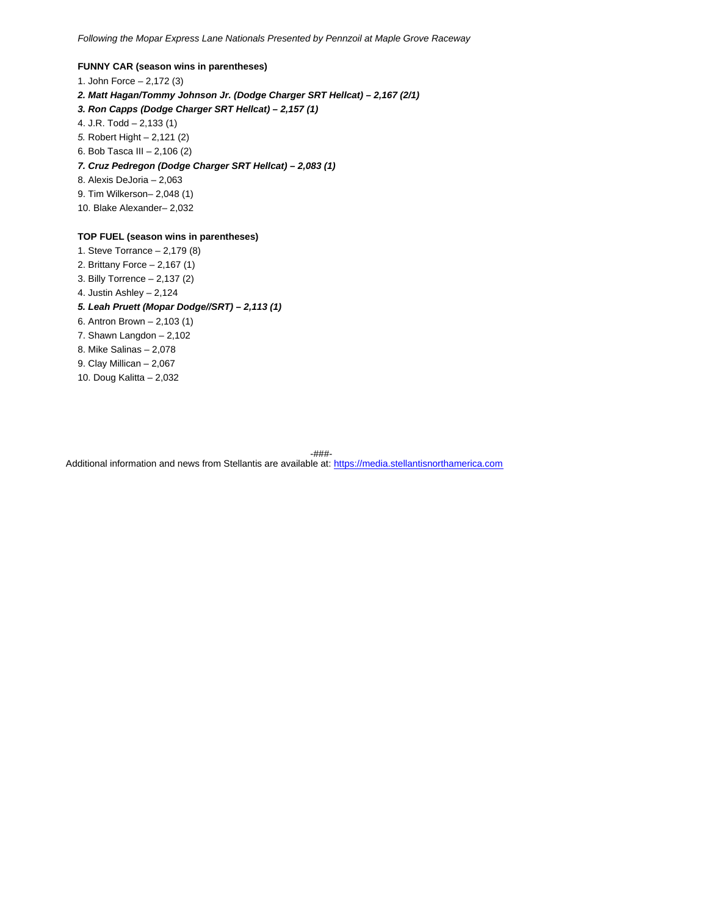*Following the Mopar Express Lane Nationals Presented by Pennzoil at Maple Grove Raceway*

**FUNNY CAR (season wins in parentheses)**

1. John Force – 2,172 (3)
2. ***Matt Hagan/Tommy Johnson Jr. (Dodge Charger SRT Hellcat) – 2,167 (2/1)***
3. ***Ron Capps (Dodge Charger SRT Hellcat) – 2,157 (1)***
4. J.R. Todd – 2,133 (1)
5. Robert Hight – 2,121 (2)
6. Bob Tasca III – 2,106 (2)
7. ***Cruz Pedregon (Dodge Charger SRT Hellcat) – 2,083 (1)***
8. Alexis DeJoria – 2,063
9. Tim Wilkerson– 2,048 (1)
10. Blake Alexander– 2,032

**TOP FUEL (season wins in parentheses)**

1. Steve Torrance – 2,179 (8)
2. Brittany Force – 2,167 (1)
3. Billy Torrence – 2,137 (2)
4. Justin Ashley – 2,124
5. ***Leah Pruett (Mopar Dodge//SRT) – 2,113 (1)***
6. Antron Brown – 2,103 (1)
7. Shawn Langdon – 2,102
8. Mike Salinas – 2,078
9. Clay Millican – 2,067
10. Doug Kalitta – 2,032

-###-

Additional information and news from Stellantis are available at: https://media.stellantisnorthamerica.com